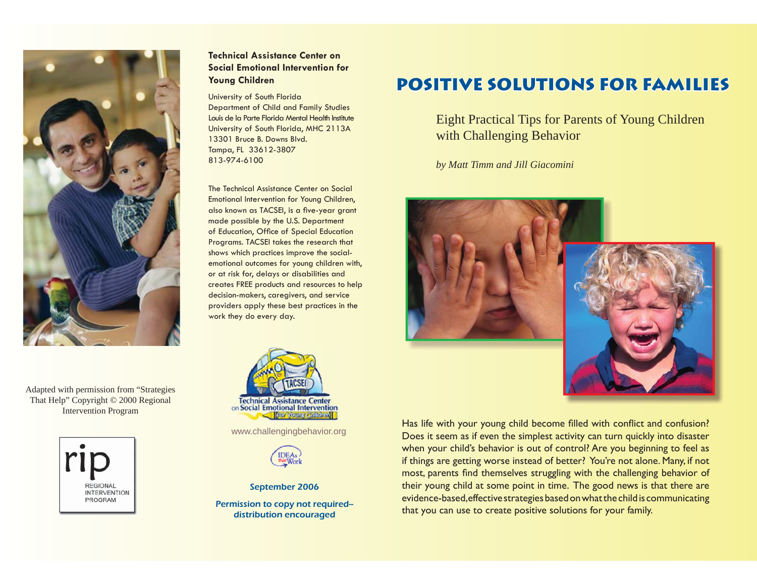Adapted with permission from "Strategies That Help" Copyright © 2000 Regional Intervention Program

rip
REGIONAL INTERVENTION PROGRAM

**Technical Assistance Center on Social Emotional Intervention for Young Children**

University of South Florida
Department of Child and Family Studies
Louis de la Parte Florida Mental Health Institute
University of South Florida, MHC 2113A
13301 Bruce B. Downs Blvd.
Tampa, FL 33612-3807
813-974-6100

The Technical Assistance Center on Social Emotional Intervention for Young Children, also known as TACSEI, is a five-year grant made possible by the U.S. Department of Education, Office of Special Education Programs. TACSEI takes the research that shows which practices improve the social-emotional outcomes for young children with, or at risk for, delays or disabilities and creates FREE products and resources to help decision-makers, caregivers, and service providers apply these best practices in the work they do every day.

TACSEI
Technical Assistance Center on Social Emotional Intervention for Young Children

www.challengingbehavior.org

IDEAs that Work

September 2006

Permission to copy not required–distribution encouraged

# POSITIVE SOLUTIONS FOR FAMILIES

## Eight Practical Tips for Parents of Young Children with Challenging Behavior

*by Matt Timm and Jill Giacomini*

Has life with your young child become filled with conflict and confusion? Does it seem as if even the simplest activity can turn quickly into disaster when your child's behavior is out of control? Are you beginning to feel as if things are getting worse instead of better? You're not alone. Many, if not most, parents find themselves struggling with the challenging behavior of their young child at some point in time. The good news is that there are evidence-based, effective strategies based on what the child is communicating that you can use to create positive solutions for your family.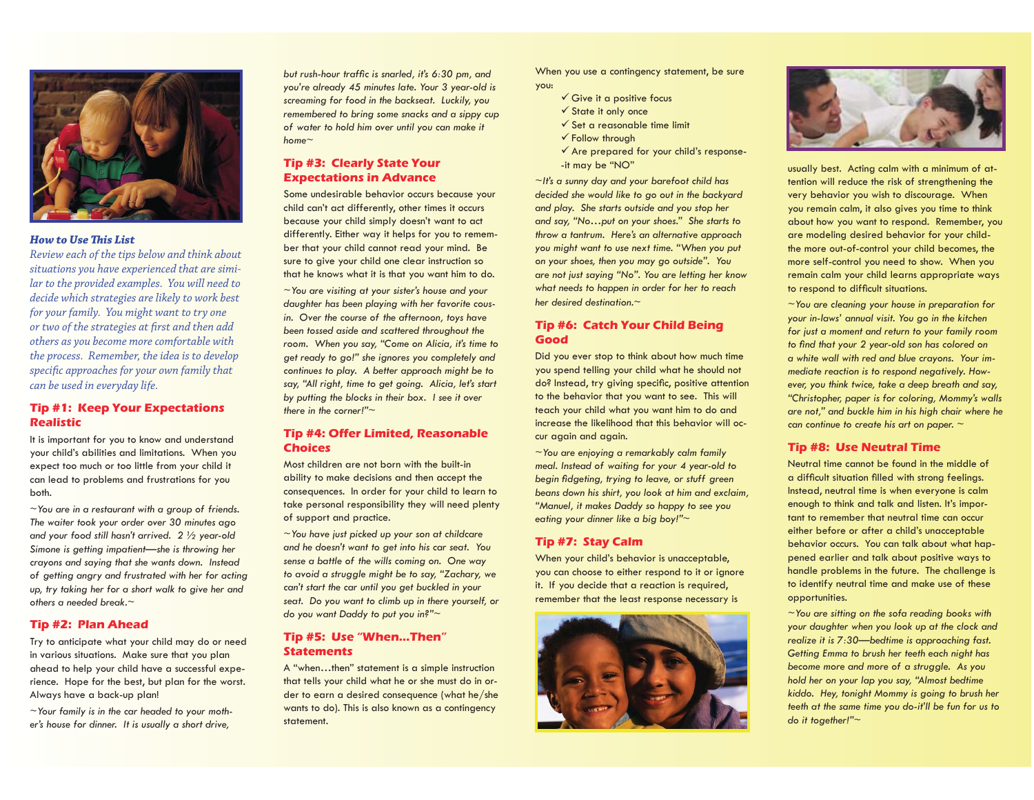### How to Use This List

*Review each of the tips below and think about situations you have experienced that are similar to the provided examples. You will need to decide which strategies are likely to work best for your family. You might want to try one or two of the strategies at first and then add others as you become more comfortable with the process. Remember, the idea is to develop specific approaches for your own family that can be used in everyday life.*

## Tip #1: Keep Your Expectations Realistic

It is important for you to know and understand your child's abilities and limitations. When you expect too much or too little from your child it can lead to problems and frustrations for you both.

*~You are in a restaurant with a group of friends. The waiter took your order over 30 minutes ago and your food still hasn't arrived. 2 ½ year-old Simone is getting impatient—she is throwing her crayons and saying that she wants down. Instead of getting angry and frustrated with her for acting up, try taking her for a short walk to give her and others a needed break.~*

## Tip #2: Plan Ahead

Try to anticipate what your child may do or need in various situations. Make sure that you plan ahead to help your child have a successful experience. Hope for the best, but plan for the worst. Always have a back-up plan!

*~Your family is in the car headed to your mother's house for dinner. It is usually a short drive, but rush-hour traffic is snarled, it's 6:30 pm, and you're already 45 minutes late. Your 3 year-old is screaming for food in the backseat. Luckily, you remembered to bring some snacks and a sippy cup of water to hold him over until you can make it home~*

## Tip #3: Clearly State Your Expectations in Advance

Some undesirable behavior occurs because your child can't act differently, other times it occurs because your child simply doesn't want to act differently. Either way it helps for you to remember that your child cannot read your mind. Be sure to give your child one clear instruction so that he knows what it is that you want him to do.

*~You are visiting at your sister's house and your daughter has been playing with her favorite cousin. Over the course of the afternoon, toys have been tossed aside and scattered throughout the room. When you say, "Come on Alicia, it's time to get ready to go!" she ignores you completely and continues to play. A better approach might be to say, "All right, time to get going. Alicia, let's start by putting the blocks in their box. I see it over there in the corner!"~*

## Tip #4: Offer Limited, Reasonable Choices

Most children are not born with the built-in ability to make decisions and then accept the consequences. In order for your child to learn to take personal responsibility they will need plenty of support and practice.

*~You have just picked up your son at childcare and he doesn't want to get into his car seat. You sense a battle of the wills coming on. One way to avoid a struggle might be to say, "Zachary, we can't start the car until you get buckled in your seat. Do you want to climb up in there yourself, or do you want Daddy to put you in?"~*

## Tip #5: Use "When...Then" Statements

A "when…then" statement is a simple instruction that tells your child what he or she must do in order to earn a desired consequence (what he/she wants to do). This is also known as a contingency statement.

When you use a contingency statement, be sure you:

- ✓ Give it a positive focus
- ✓ State it only once
- ✓ Set a reasonable time limit
- ✓ Follow through
- ✓ Are prepared for your child's response--it may be "NO"

*~It's a sunny day and your barefoot child has decided she would like to go out in the backyard and play. She starts outside and you stop her and say, "No…put on your shoes." She starts to throw a tantrum. Here's an alternative approach you might want to use next time. "When you put on your shoes, then you may go outside". You are not just saying "No". You are letting her know what needs to happen in order for her to reach her desired destination.~*

## Tip #6: Catch Your Child Being Good

Did you ever stop to think about how much time you spend telling your child what he should not do? Instead, try giving specific, positive attention to the behavior that you want to see. This will teach your child what you want him to do and increase the likelihood that this behavior will occur again and again.

*~You are enjoying a remarkably calm family meal. Instead of waiting for your 4 year-old to begin fidgeting, trying to leave, or stuff green beans down his shirt, you look at him and exclaim, "Manuel, it makes Daddy so happy to see you eating your dinner like a big boy!"~*

## Tip #7: Stay Calm

When your child's behavior is unacceptable, you can choose to either respond to it or ignore it. If you decide that a reaction is required, remember that the least response necessary is usually best. Acting calm with a minimum of attention will reduce the risk of strengthening the very behavior you wish to discourage. When you remain calm, it also gives you time to think about how you want to respond. Remember, you are modeling desired behavior for your child--the more out-of-control your child becomes, the more self-control you need to show. When you remain calm your child learns appropriate ways to respond to difficult situations.

*~You are cleaning your house in preparation for your in-laws' annual visit. You go in the kitchen for just a moment and return to your family room to find that your 2 year-old son has colored on a white wall with red and blue crayons. Your immediate reaction is to respond negatively. However, you think twice, take a deep breath and say, "Christopher, paper is for coloring, Mommy's walls are not," and buckle him in his high chair where he can continue to create his art on paper. ~*

## Tip #8: Use Neutral Time

Neutral time cannot be found in the middle of a difficult situation filled with strong feelings. Instead, neutral time is when everyone is calm enough to think and talk and listen. It's important to remember that neutral time can occur either before or after a child's unacceptable behavior occurs. You can talk about what happened earlier and talk about positive ways to handle problems in the future. The challenge is to identify neutral time and make use of these opportunities.

*~You are sitting on the sofa reading books with your daughter when you look up at the clock and realize it is 7:30—bedtime is approaching fast. Getting Emma to brush her teeth each night has become more and more of a struggle. As you hold her on your lap you say, "Almost bedtime kiddo. Hey, tonight Mommy is going to brush her teeth at the same time you do-it'll be fun for us to do it together!"~*